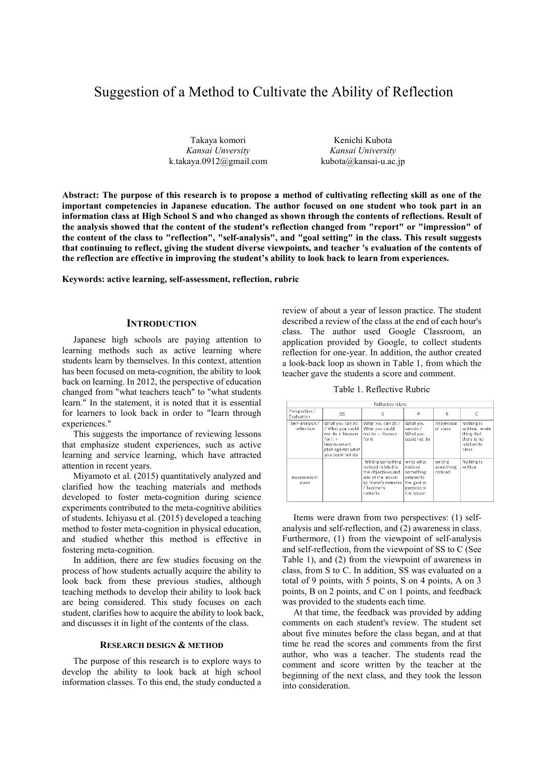# Suggestion of a Method to Cultivate the Ability of Reflection

Takaya komori
*Kansai University*
k.takaya.0912@gmail.com

Kenichi Kubota
*Kansai University*
kubota@kansai-u.ac.jp

**Abstract: The purpose of this research is to propose a method of cultivating reflecting skill as one of the important competencies in Japanese education. The author focused on one student who took part in an information class at High School S and who changed as shown through the contents of reflections. Result of the analysis showed that the content of the student's reflection changed from "report" or "impression" of the content of the class to "reflection", "self-analysis", and "goal setting" in the class. This result suggests that continuing to reflect, giving the student diverse viewpoints, and teacher 's evaluation of the contents of the reflection are effective in improving the student's ability to look back to learn from experiences.**

**Keywords: active learning, self-assessment, reflection, rubric**

## INTRODUCTION

Japanese high schools are paying attention to learning methods such as active learning where students learn by themselves. In this context, attention has been focused on meta-cognition, the ability to look back on learning. In 2012, the perspective of education changed from "what teachers teach" to "what students learn." In the statement, it is noted that it is essential for learners to look back in order to "learn through experiences."

This suggests the importance of reviewing lessons that emphasize student experiences, such as active learning and service learning, which have attracted attention in recent years.

Miyamoto et al. (2015) quantitatively analyzed and clarified how the teaching materials and methods developed to foster meta-cognition during science experiments contributed to the meta-cognitive abilities of students. Ichiyasu et al. (2015) developed a teaching method to foster meta-cognition in physical education, and studied whether this method is effective in fostering meta-cognition.

In addition, there are few studies focusing on the process of how students actually acquire the ability to look back from these previous studies, although teaching methods to develop their ability to look back are being considered. This study focuses on each student, clarifies how to acquire the ability to look back, and discusses it in light of the contents of the class.

## RESEARCH DESIGN & METHOD

The purpose of this research is to explore ways to develop the ability to look back at high school information classes. To this end, the study conducted a review of about a year of lesson practice. The student described a review of the class at the end of each hour's class. The author used Google Classroom, an application provided by Google, to collect students reflection for one-year. In addition, the author created a look-back loop as shown in Table 1, from which the teacher gave the students a score and comment.

Table 1. Reflective Rubric

| Reflective rubric | | | | | |
|---|---|---|---|---|---|
| Perspective / Evaluation | SS | S | A | B | C |
| Self-analysis / reflection | What you can do / What you could not do + Reason for it + Improvement plan against what you could not do | What you can do / What you could not do + Reason for it | What you can do / What you could not do | Impression of class | Nothing is written, wrote thing that there is no relation to class |
| Awareness in class | | Writing something noticed related to the objectives and aim of the lesson by friend's remarks / teacher's remarks | write what noticed something related to the goal or purpose of the lesson | writing something noticed | Nothing is written |

Items were drawn from two perspectives: (1) self-analysis and self-reflection, and (2) awareness in class. Furthermore, (1) from the viewpoint of self-analysis and self-reflection, from the viewpoint of SS to C (See Table 1), and (2) from the viewpoint of awareness in class, from S to C. In addition, SS was evaluated on a total of 9 points, with 5 points, S on 4 points, A on 3 points, B on 2 points, and C on 1 points, and feedback was provided to the students each time.

At that time, the feedback was provided by adding comments on each student's review. The student set about five minutes before the class began, and at that time he read the scores and comments from the first author, who was a teacher. The students read the comment and score written by the teacher at the beginning of the next class, and they took the lesson into consideration.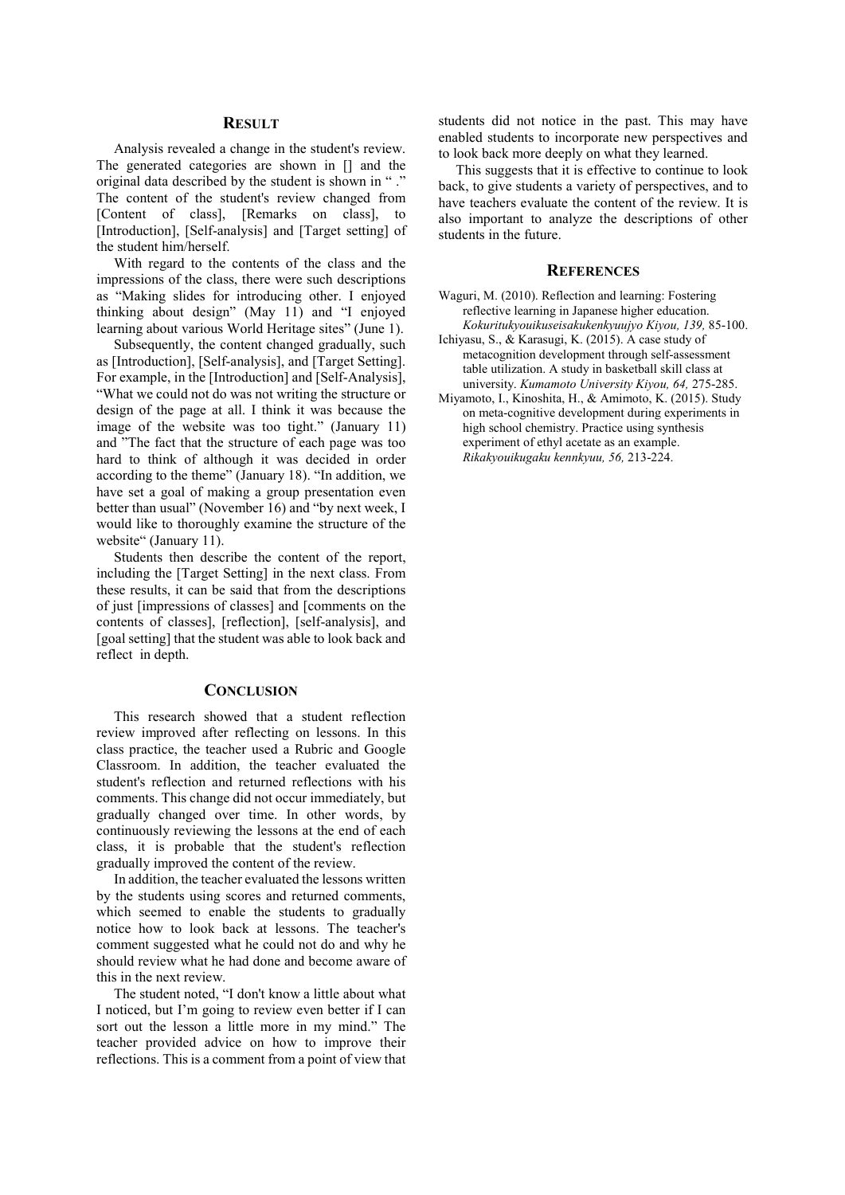## RESULT

Analysis revealed a change in the student's review. The generated categories are shown in [] and the original data described by the student is shown in " ." The content of the student's review changed from [Content of class], [Remarks on class], to [Introduction], [Self-analysis] and [Target setting] of the student him/herself.

With regard to the contents of the class and the impressions of the class, there were such descriptions as "Making slides for introducing other. I enjoyed thinking about design" (May 11) and "I enjoyed learning about various World Heritage sites" (June 1).

Subsequently, the content changed gradually, such as [Introduction], [Self-analysis], and [Target Setting]. For example, in the [Introduction] and [Self-Analysis], "What we could not do was not writing the structure or design of the page at all. I think it was because the image of the website was too tight." (January 11) and "The fact that the structure of each page was too hard to think of although it was decided in order according to the theme" (January 18). "In addition, we have set a goal of making a group presentation even better than usual" (November 16) and "by next week, I would like to thoroughly examine the structure of the website" (January 11).

Students then describe the content of the report, including the [Target Setting] in the next class. From these results, it can be said that from the descriptions of just [impressions of classes] and [comments on the contents of classes], [reflection], [self-analysis], and [goal setting] that the student was able to look back and reflect in depth.

## CONCLUSION

This research showed that a student reflection review improved after reflecting on lessons. In this class practice, the teacher used a Rubric and Google Classroom. In addition, the teacher evaluated the student's reflection and returned reflections with his comments. This change did not occur immediately, but gradually changed over time. In other words, by continuously reviewing the lessons at the end of each class, it is probable that the student's reflection gradually improved the content of the review.

In addition, the teacher evaluated the lessons written by the students using scores and returned comments, which seemed to enable the students to gradually notice how to look back at lessons. The teacher's comment suggested what he could not do and why he should review what he had done and become aware of this in the next review.

The student noted, "I don't know a little about what I noticed, but I'm going to review even better if I can sort out the lesson a little more in my mind." The teacher provided advice on how to improve their reflections. This is a comment from a point of view that students did not notice in the past. This may have enabled students to incorporate new perspectives and to look back more deeply on what they learned.

This suggests that it is effective to continue to look back, to give students a variety of perspectives, and to have teachers evaluate the content of the review. It is also important to analyze the descriptions of other students in the future.

## REFERENCES

Waguri, M. (2010). Reflection and learning: Fostering reflective learning in Japanese higher education. *Kokuritukyouikuseisakukenkyuujyo Kiyou, 139,* 85-100.

Ichiyasu, S., & Karasugi, K. (2015). A case study of metacognition development through self-assessment table utilization. A study in basketball skill class at university. *Kumamoto University Kiyou, 64,* 275-285.

Miyamoto, I., Kinoshita, H., & Amimoto, K. (2015). Study on meta-cognitive development during experiments in high school chemistry. Practice using synthesis experiment of ethyl acetate as an example. *Rikakyouikugaku kennkyuu, 56,* 213-224.